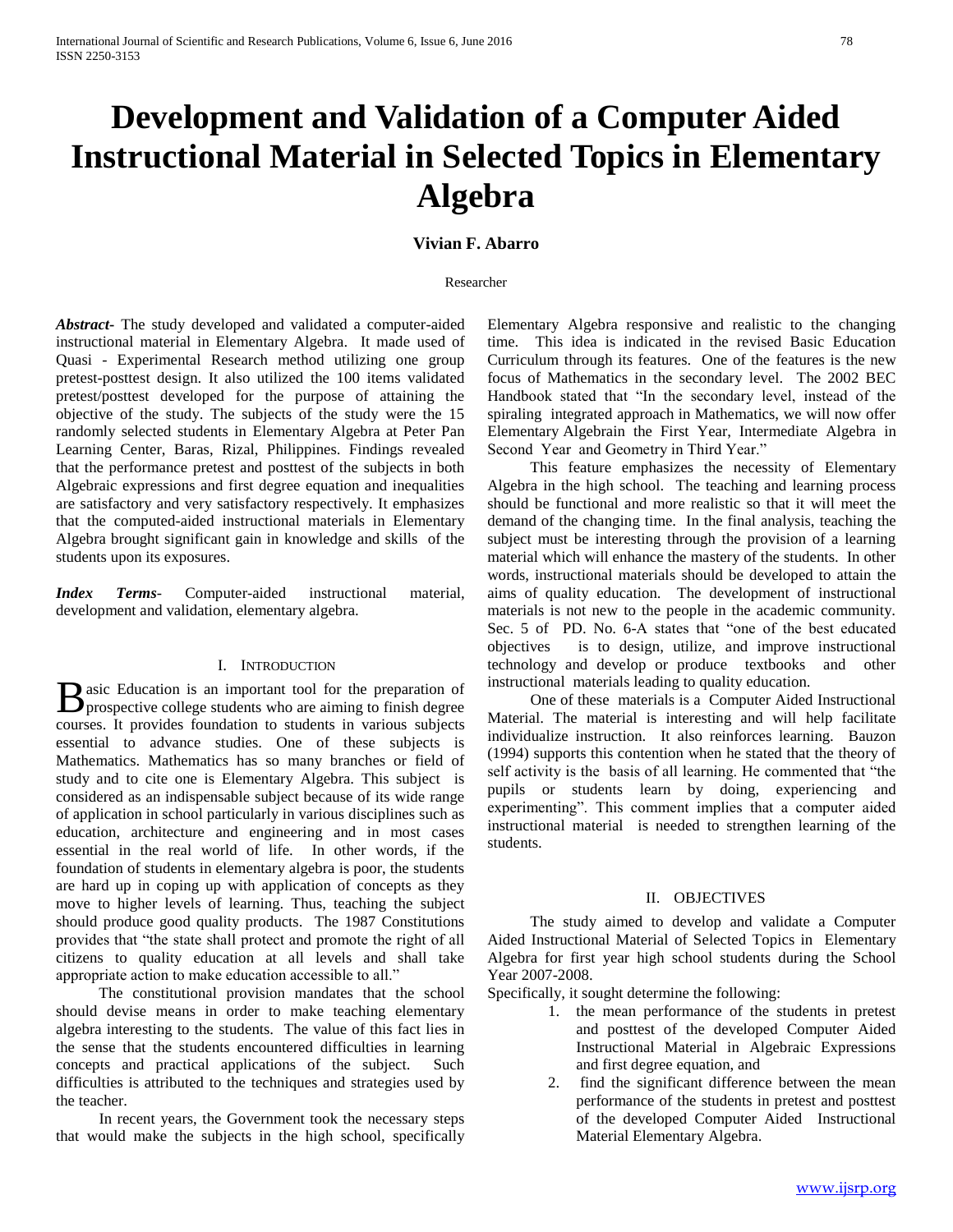# Development and Validation of a Computer Aided Instructional Material in Selected Topics in Elementary Algebra

**Vivian F. Abarro**

Researcher

***Abstract-*** The study developed and validated a computer-aided instructional material in Elementary Algebra. It made used of Quasi - Experimental Research method utilizing one group pretest-posttest design. It also utilized the 100 items validated pretest/posttest developed for the purpose of attaining the objective of the study. The subjects of the study were the 15 randomly selected students in Elementary Algebra at Peter Pan Learning Center, Baras, Rizal, Philippines. Findings revealed that the performance pretest and posttest of the subjects in both Algebraic expressions and first degree equation and inequalities are satisfactory and very satisfactory respectively. It emphasizes that the computed-aided instructional materials in Elementary Algebra brought significant gain in knowledge and skills of the students upon its exposures.

***Index Terms-*** Computer-aided instructional material, development and validation, elementary algebra.

## I. Introduction

Basic Education is an important tool for the preparation of prospective college students who are aiming to finish degree courses. It provides foundation to students in various subjects essential to advance studies. One of these subjects is Mathematics. Mathematics has so many branches or field of study and to cite one is Elementary Algebra. This subject is considered as an indispensable subject because of its wide range of application in school particularly in various disciplines such as education, architecture and engineering and in most cases essential in the real world of life. In other words, if the foundation of students in elementary algebra is poor, the students are hard up in coping up with application of concepts as they move to higher levels of learning. Thus, teaching the subject should produce good quality products. The 1987 Constitutions provides that "the state shall protect and promote the right of all citizens to quality education at all levels and shall take appropriate action to make education accessible to all."

The constitutional provision mandates that the school should devise means in order to make teaching elementary algebra interesting to the students. The value of this fact lies in the sense that the students encountered difficulties in learning concepts and practical applications of the subject. Such difficulties is attributed to the techniques and strategies used by the teacher.

In recent years, the Government took the necessary steps that would make the subjects in the high school, specifically Elementary Algebra responsive and realistic to the changing time. This idea is indicated in the revised Basic Education Curriculum through its features. One of the features is the new focus of Mathematics in the secondary level. The 2002 BEC Handbook stated that "In the secondary level, instead of the spiraling integrated approach in Mathematics, we will now offer Elementary Algebrain the First Year, Intermediate Algebra in Second Year and Geometry in Third Year."

This feature emphasizes the necessity of Elementary Algebra in the high school. The teaching and learning process should be functional and more realistic so that it will meet the demand of the changing time. In the final analysis, teaching the subject must be interesting through the provision of a learning material which will enhance the mastery of the students. In other words, instructional materials should be developed to attain the aims of quality education. The development of instructional materials is not new to the people in the academic community. Sec. 5 of PD. No. 6-A states that "one of the best educated objectives is to design, utilize, and improve instructional technology and develop or produce textbooks and other instructional materials leading to quality education.

One of these materials is a Computer Aided Instructional Material. The material is interesting and will help facilitate individualize instruction. It also reinforces learning. Bauzon (1994) supports this contention when he stated that the theory of self activity is the basis of all learning. He commented that "the pupils or students learn by doing, experiencing and experimenting". This comment implies that a computer aided instructional material is needed to strengthen learning of the students.

## II. Objectives

The study aimed to develop and validate a Computer Aided Instructional Material of Selected Topics in Elementary Algebra for first year high school students during the School Year 2007-2008.

Specifically, it sought determine the following:

1. the mean performance of the students in pretest and posttest of the developed Computer Aided Instructional Material in Algebraic Expressions and first degree equation, and
2. find the significant difference between the mean performance of the students in pretest and posttest of the developed Computer Aided Instructional Material Elementary Algebra.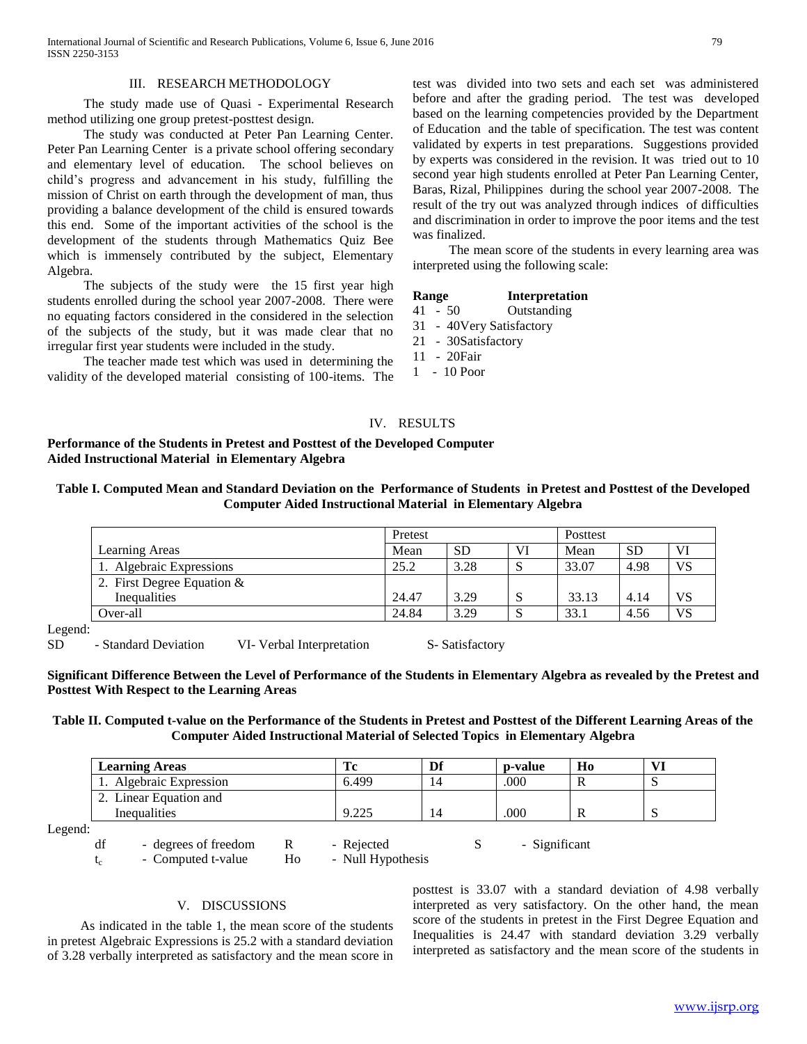## III. RESEARCH METHODOLOGY

The study made use of Quasi - Experimental Research method utilizing one group pretest-posttest design.

The study was conducted at Peter Pan Learning Center. Peter Pan Learning Center is a private school offering secondary and elementary level of education. The school believes on child's progress and advancement in his study, fulfilling the mission of Christ on earth through the development of man, thus providing a balance development of the child is ensured towards this end. Some of the important activities of the school is the development of the students through Mathematics Quiz Bee which is immensely contributed by the subject, Elementary Algebra.

The subjects of the study were the 15 first year high students enrolled during the school year 2007-2008. There were no equating factors considered in the considered in the selection of the subjects of the study, but it was made clear that no irregular first year students were included in the study.

The teacher made test which was used in determining the validity of the developed material consisting of 100-items. The test was divided into two sets and each set was administered before and after the grading period. The test was developed based on the learning competencies provided by the Department of Education and the table of specification. The test was content validated by experts in test preparations. Suggestions provided by experts was considered in the revision. It was tried out to 10 second year high students enrolled at Peter Pan Learning Center, Baras, Rizal, Philippines during the school year 2007-2008. The result of the try out was analyzed through indices of difficulties and discrimination in order to improve the poor items and the test was finalized.

The mean score of the students in every learning area was interpreted using the following scale:

| Range | Interpretation |
|---|---|
| 41 - 50 | Outstanding |
| 31 - 40 | Very Satisfactory |
| 21 - 30 | Satisfactory |
| 11 - 20 | Fair |
| 1 - 10 | Poor |

## IV. RESULTS

**Performance of the Students in Pretest and Posttest of the Developed Computer Aided Instructional Material in Elementary Algebra**

**Table I. Computed Mean and Standard Deviation on the Performance of Students in Pretest and Posttest of the Developed Computer Aided Instructional Material in Elementary Algebra**

| | Pretest | | | Posttest | | |
|---|---|---|---|---|---|---|
| Learning Areas | Mean | SD | VI | Mean | SD | VI |
| 1. Algebraic Expressions | 25.2 | 3.28 | S | 33.07 | 4.98 | VS |
| 2. First Degree Equation & Inequalities | 24.47 | 3.29 | S | 33.13 | 4.14 | VS |
| Over-all | 24.84 | 3.29 | S | 33.1 | 4.56 | VS |

Legend:
SD - Standard Deviation VI- Verbal Interpretation S- Satisfactory

**Significant Difference Between the Level of Performance of the Students in Elementary Algebra as revealed by the Pretest and Posttest With Respect to the Learning Areas**

**Table II. Computed t-value on the Performance of the Students in Pretest and Posttest of the Different Learning Areas of the Computer Aided Instructional Material of Selected Topics in Elementary Algebra**

| Learning Areas | Tc | Df | p-value | Ho | VI |
|---|---|---|---|---|---|
| 1. Algebraic Expression | 6.499 | 14 | .000 | R | S |
| 2. Linear Equation and Inequalities | 9.225 | 14 | .000 | R | S |

Legend:
df - degrees of freedom R - Rejected S - Significant
$t_c$ - Computed t-value Ho - Null Hypothesis

## V. DISCUSSIONS

As indicated in the table 1, the mean score of the students in pretest Algebraic Expressions is 25.2 with a standard deviation of 3.28 verbally interpreted as satisfactory and the mean score in posttest is 33.07 with a standard deviation of 4.98 verbally interpreted as very satisfactory. On the other hand, the mean score of the students in pretest in the First Degree Equation and Inequalities is 24.47 with standard deviation 3.29 verbally interpreted as satisfactory and the mean score of the students in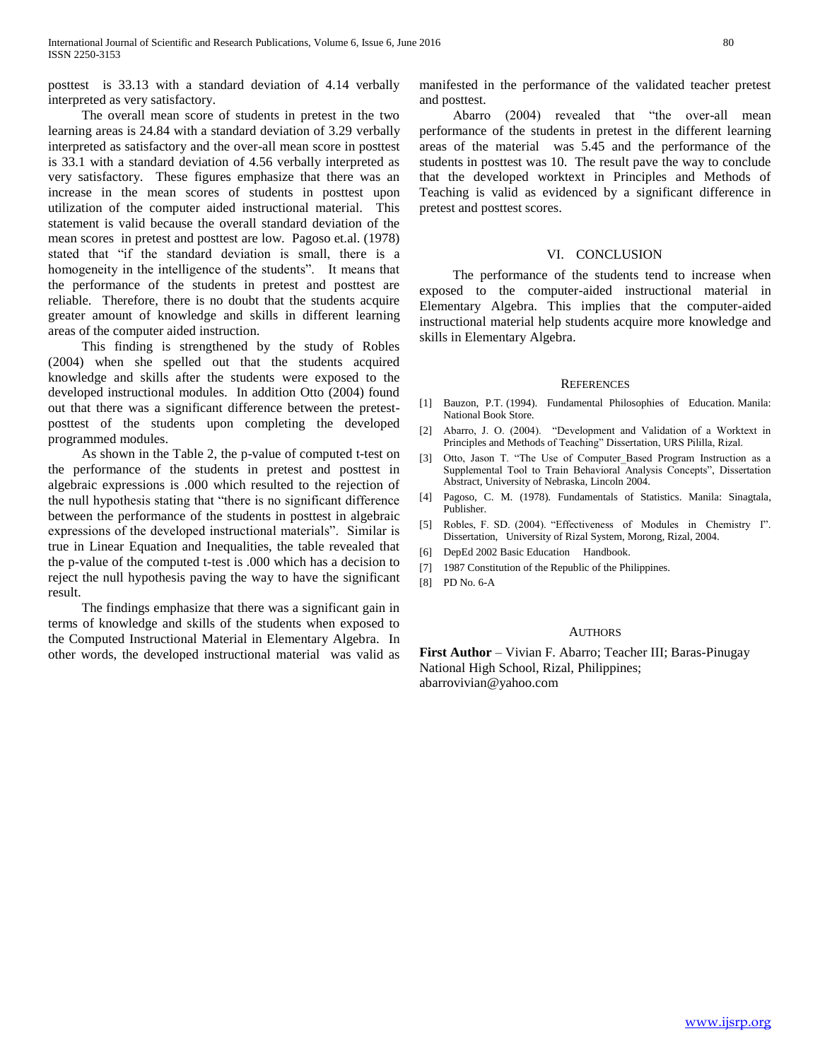posttest is 33.13 with a standard deviation of 4.14 verbally interpreted as very satisfactory.

The overall mean score of students in pretest in the two learning areas is 24.84 with a standard deviation of 3.29 verbally interpreted as satisfactory and the over-all mean score in posttest is 33.1 with a standard deviation of 4.56 verbally interpreted as very satisfactory. These figures emphasize that there was an increase in the mean scores of students in posttest upon utilization of the computer aided instructional material. This statement is valid because the overall standard deviation of the mean scores in pretest and posttest are low. Pagoso et.al. (1978) stated that "if the standard deviation is small, there is a homogeneity in the intelligence of the students". It means that the performance of the students in pretest and posttest are reliable. Therefore, there is no doubt that the students acquire greater amount of knowledge and skills in different learning areas of the computer aided instruction.

This finding is strengthened by the study of Robles (2004) when she spelled out that the students acquired knowledge and skills after the students were exposed to the developed instructional modules. In addition Otto (2004) found out that there was a significant difference between the pretest-posttest of the students upon completing the developed programmed modules.

As shown in the Table 2, the p-value of computed t-test on the performance of the students in pretest and posttest in algebraic expressions is .000 which resulted to the rejection of the null hypothesis stating that "there is no significant difference between the performance of the students in posttest in algebraic expressions of the developed instructional materials". Similar is true in Linear Equation and Inequalities, the table revealed that the p-value of the computed t-test is .000 which has a decision to reject the null hypothesis paving the way to have the significant result.

The findings emphasize that there was a significant gain in terms of knowledge and skills of the students when exposed to the Computed Instructional Material in Elementary Algebra. In other words, the developed instructional material was valid as manifested in the performance of the validated teacher pretest and posttest.

Abarro (2004) revealed that "the over-all mean performance of the students in pretest in the different learning areas of the material was 5.45 and the performance of the students in posttest was 10. The result pave the way to conclude that the developed worktext in Principles and Methods of Teaching is valid as evidenced by a significant difference in pretest and posttest scores.

## VI. Conclusion

The performance of the students tend to increase when exposed to the computer-aided instructional material in Elementary Algebra. This implies that the computer-aided instructional material help students acquire more knowledge and skills in Elementary Algebra.

## References

[1] Bauzon, P.T. (1994). Fundamental Philosophies of Education. Manila: National Book Store.

[2] Abarro, J. O. (2004). "Development and Validation of a Worktext in Principles and Methods of Teaching" Dissertation, URS Pililla, Rizal.

[3] Otto, Jason T. "The Use of Computer_Based Program Instruction as a Supplemental Tool to Train Behavioral Analysis Concepts", Dissertation Abstract, University of Nebraska, Lincoln 2004.

[4] Pagoso, C. M. (1978). Fundamentals of Statistics. Manila: Sinagtala, Publisher.

[5] Robles, F. SD. (2004). "Effectiveness of Modules in Chemistry I". Dissertation, University of Rizal System, Morong, Rizal, 2004.

[6] DepEd 2002 Basic Education Handbook.

[7] 1987 Constitution of the Republic of the Philippines.

[8] PD No. 6-A

## Authors

**First Author** – Vivian F. Abarro; Teacher III; Baras-Pinugay National High School, Rizal, Philippines; abarrovivian@yahoo.com